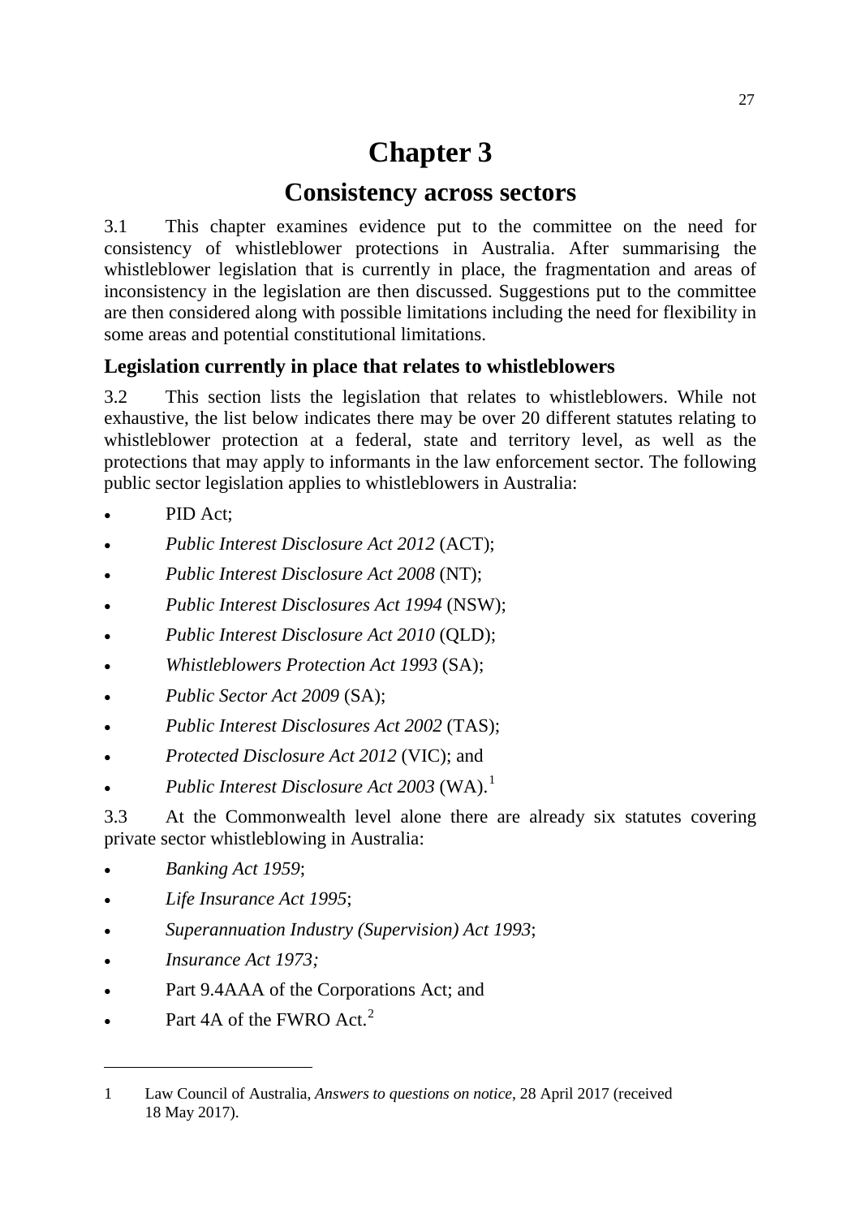# Chapter 3

## Consistency across sectors

3.1 This chapter examines evidence put to the committee on the need for consistency of whistleblower protections in Australia. After summarising the whistleblower legislation that is currently in place, the fragmentation and areas of inconsistency in the legislation are then discussed. Suggestions put to the committee are then considered along with possible limitations including the need for flexibility in some areas and potential constitutional limitations.

### Legislation currently in place that relates to whistleblowers

3.2 This section lists the legislation that relates to whistleblowers. While not exhaustive, the list below indicates there may be over 20 different statutes relating to whistleblower protection at a federal, state and territory level, as well as the protections that may apply to informants in the law enforcement sector. The following public sector legislation applies to whistleblowers in Australia:

- PID Act;
- *Public Interest Disclosure Act 2012* (ACT);
- *Public Interest Disclosure Act 2008* (NT);
- *Public Interest Disclosures Act 1994* (NSW);
- *Public Interest Disclosure Act 2010* (QLD);
- *Whistleblowers Protection Act 1993* (SA);
- *Public Sector Act 2009* (SA);
- *Public Interest Disclosures Act 2002* (TAS);
- *Protected Disclosure Act 2012* (VIC); and
- *Public Interest Disclosure Act 2003* (WA).[1]

3.3 At the Commonwealth level alone there are already six statutes covering private sector whistleblowing in Australia:

- *Banking Act 1959*;
- *Life Insurance Act 1995*;
- *Superannuation Industry (Supervision) Act 1993*;
- *Insurance Act 1973;*
- Part 9.4AAA of the Corporations Act; and
- Part 4A of the FWRO Act.[2]

---

1 Law Council of Australia, *Answers to questions on notice*, 28 April 2017 (received 18 May 2017).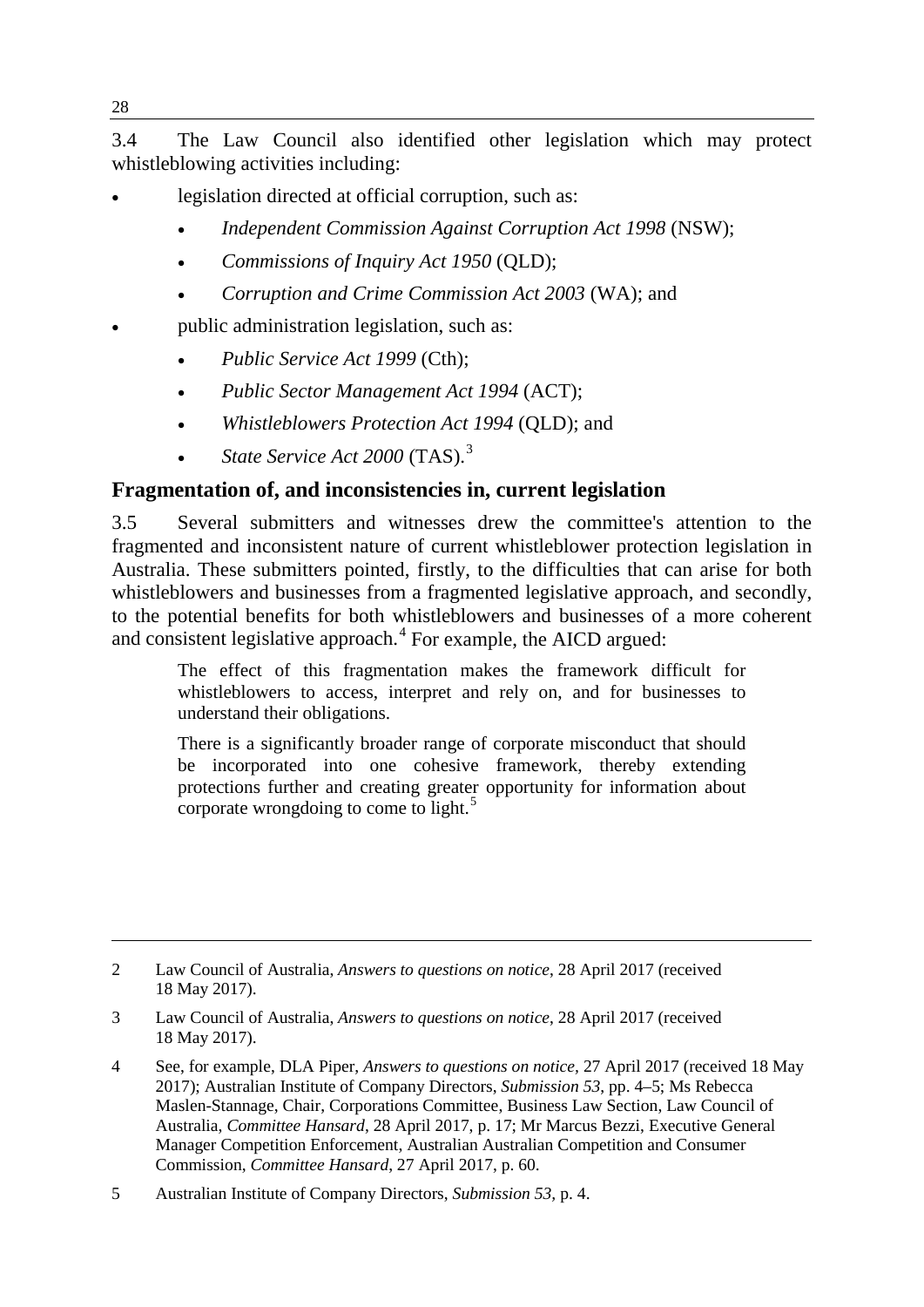3.4 The Law Council also identified other legislation which may protect whistleblowing activities including:

- legislation directed at official corruption, such as:
  - *Independent Commission Against Corruption Act 1998* (NSW);
  - *Commissions of Inquiry Act 1950* (QLD);
  - *Corruption and Crime Commission Act 2003* (WA); and
- public administration legislation, such as:
  - *Public Service Act 1999* (Cth);
  - *Public Sector Management Act 1994* (ACT);
  - *Whistleblowers Protection Act 1994* (QLD); and
  - *State Service Act 2000* (TAS).[3]

## Fragmentation of, and inconsistencies in, current legislation

3.5 Several submitters and witnesses drew the committee's attention to the fragmented and inconsistent nature of current whistleblower protection legislation in Australia. These submitters pointed, firstly, to the difficulties that can arise for both whistleblowers and businesses from a fragmented legislative approach, and secondly, to the potential benefits for both whistleblowers and businesses of a more coherent and consistent legislative approach.[4] For example, the AICD argued:

> The effect of this fragmentation makes the framework difficult for whistleblowers to access, interpret and rely on, and for businesses to understand their obligations.
>
> There is a significantly broader range of corporate misconduct that should be incorporated into one cohesive framework, thereby extending protections further and creating greater opportunity for information about corporate wrongdoing to come to light.[5]

---

2 Law Council of Australia, *Answers to questions on notice*, 28 April 2017 (received 18 May 2017).

3 Law Council of Australia, *Answers to questions on notice*, 28 April 2017 (received 18 May 2017).

4 See, for example, DLA Piper, *Answers to questions on notice*, 27 April 2017 (received 18 May 2017); Australian Institute of Company Directors, *Submission 53*, pp. 4–5; Ms Rebecca Maslen-Stannage, Chair, Corporations Committee, Business Law Section, Law Council of Australia, *Committee Hansard*, 28 April 2017, p. 17; Mr Marcus Bezzi, Executive General Manager Competition Enforcement, Australian Australian Competition and Consumer Commission, *Committee Hansard*, 27 April 2017, p. 60.

5 Australian Institute of Company Directors, *Submission 53*, p. 4.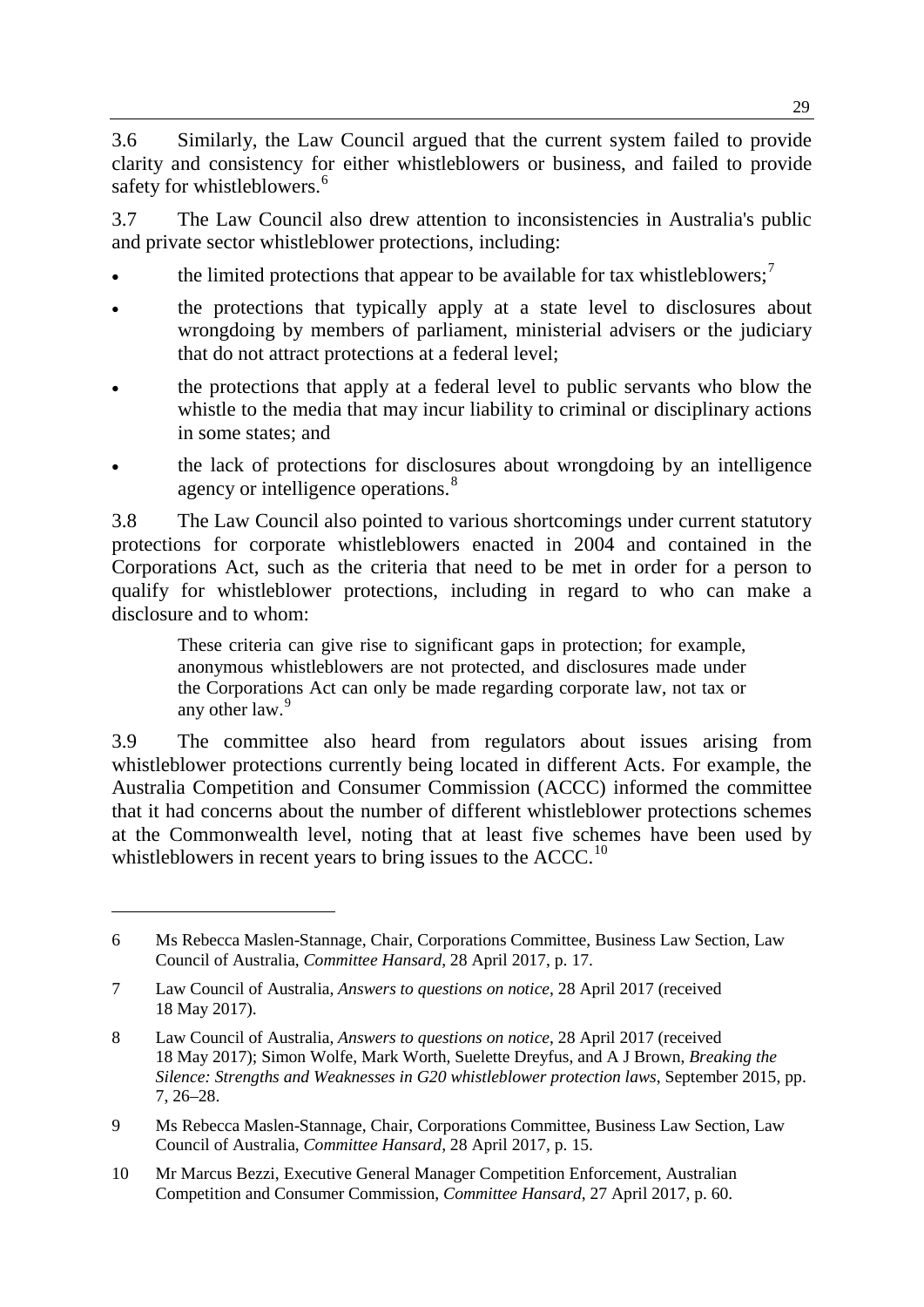3.6 Similarly, the Law Council argued that the current system failed to provide clarity and consistency for either whistleblowers or business, and failed to provide safety for whistleblowers.[6]

3.7 The Law Council also drew attention to inconsistencies in Australia's public and private sector whistleblower protections, including:

- the limited protections that appear to be available for tax whistleblowers;[7]
- the protections that typically apply at a state level to disclosures about wrongdoing by members of parliament, ministerial advisers or the judiciary that do not attract protections at a federal level;
- the protections that apply at a federal level to public servants who blow the whistle to the media that may incur liability to criminal or disciplinary actions in some states; and
- the lack of protections for disclosures about wrongdoing by an intelligence agency or intelligence operations.[8]

3.8 The Law Council also pointed to various shortcomings under current statutory protections for corporate whistleblowers enacted in 2004 and contained in the Corporations Act, such as the criteria that need to be met in order for a person to qualify for whistleblower protections, including in regard to who can make a disclosure and to whom:

> These criteria can give rise to significant gaps in protection; for example, anonymous whistleblowers are not protected, and disclosures made under the Corporations Act can only be made regarding corporate law, not tax or any other law.[9]

3.9 The committee also heard from regulators about issues arising from whistleblower protections currently being located in different Acts. For example, the Australia Competition and Consumer Commission (ACCC) informed the committee that it had concerns about the number of different whistleblower protections schemes at the Commonwealth level, noting that at least five schemes have been used by whistleblowers in recent years to bring issues to the ACCC.[10]

---

6 Ms Rebecca Maslen-Stannage, Chair, Corporations Committee, Business Law Section, Law Council of Australia, *Committee Hansard*, 28 April 2017, p. 17.

7 Law Council of Australia, *Answers to questions on notice*, 28 April 2017 (received 18 May 2017).

8 Law Council of Australia, *Answers to questions on notice*, 28 April 2017 (received 18 May 2017); Simon Wolfe, Mark Worth, Suelette Dreyfus, and A J Brown, *Breaking the Silence: Strengths and Weaknesses in G20 whistleblower protection laws*, September 2015, pp. 7, 26–28.

9 Ms Rebecca Maslen-Stannage, Chair, Corporations Committee, Business Law Section, Law Council of Australia, *Committee Hansard*, 28 April 2017, p. 15.

10 Mr Marcus Bezzi, Executive General Manager Competition Enforcement, Australian Competition and Consumer Commission, *Committee Hansard*, 27 April 2017, p. 60.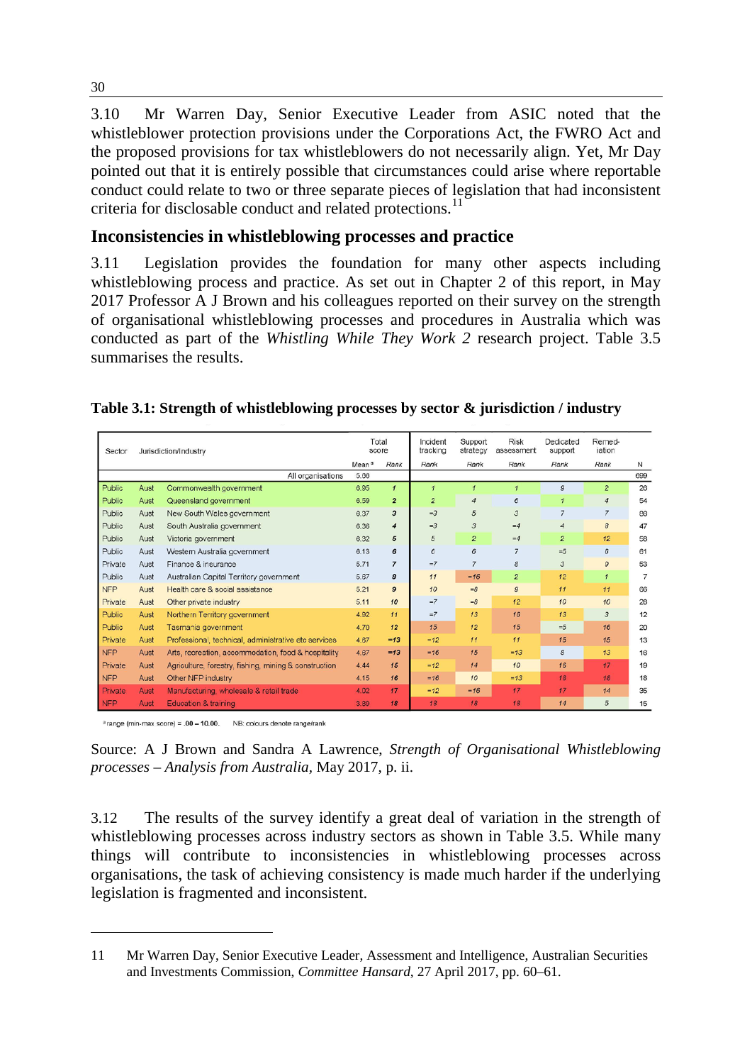3.10 Mr Warren Day, Senior Executive Leader from ASIC noted that the whistleblower protection provisions under the Corporations Act, the FWRO Act and the proposed provisions for tax whistleblowers do not necessarily align. Yet, Mr Day pointed out that it is entirely possible that circumstances could arise where reportable conduct could relate to two or three separate pieces of legislation that had inconsistent criteria for disclosable conduct and related protections.[11]

## Inconsistencies in whistleblowing processes and practice

3.11 Legislation provides the foundation for many other aspects including whistleblowing process and practice. As set out in Chapter 2 of this report, in May 2017 Professor A J Brown and his colleagues reported on their survey on the strength of organisational whistleblowing processes and procedures in Australia which was conducted as part of the *Whistling While They Work 2* research project. Table 3.5 summarises the results.

**Table 3.1: Strength of whistleblowing processes by sector & jurisdiction / industry**

| Sector | | Jurisdiction/Industry | Total score Mean[a] | Total score Rank | Incident tracking Rank | Support strategy Rank | Risk assessment Rank | Dedicated support Rank | Remediation Rank | N |
|---|---|---|---|---|---|---|---|---|---|---|
| | | All organisations | 5.66 | | | | | | | 699 |
| Public | Aust | Commonwealth government | 6.95 | 1 | 1 | 1 | 1 | 9 | 2 | 28 |
| Public | Aust | Queensland government | 6.59 | 2 | 2 | 4 | 6 | 1 | 4 | 54 |
| Public | Aust | New South Wales government | 6.37 | 3 | =3 | 5 | 3 | 7 | 7 | 66 |
| Public | Aust | South Australia government | 6.36 | 4 | =3 | 3 | =4 | 4 | 8 | 47 |
| Public | Aust | Victoria government | 6.32 | 5 | 5 | 2 | =4 | 2 | 12 | 58 |
| Public | Aust | Western Australia government | 6.13 | 6 | 6 | 6 | 7 | =5 | 6 | 61 |
| Private | Aust | Finance & insurance | 5.71 | 7 | =7 | 7 | 8 | 3 | 9 | 53 |
| Public | Aust | Australian Capital Territory government | 5.67 | 8 | 11 | =16 | 2 | 12 | 1 | 7 |
| NFP | Aust | Health care & social assistance | 5.21 | 9 | 10 | =8 | 9 | 11 | 11 | 66 |
| Private | Aust | Other private industry | 5.11 | 10 | =7 | =8 | 12 | 10 | 10 | 28 |
| Public | Aust | Northern Territory government | 4.92 | 11 | =7 | 13 | 16 | 13 | 3 | 12 |
| Public | Aust | Tasmania government | 4.70 | 12 | 15 | 12 | 15 | =5 | 16 | 20 |
| Private | Aust | Professional, technical, administrative etc services | 4.67 | =13 | =12 | 11 | 11 | 15 | 15 | 13 |
| NFP | Aust | Arts, recreation, accommodation, food & hospitality | 4.67 | =13 | =16 | 15 | =13 | 8 | 13 | 16 |
| Private | Aust | Agriculture, forestry, fishing, mining & construction | 4.44 | 15 | =12 | 14 | 10 | 16 | 17 | 19 |
| NFP | Aust | Other NFP industry | 4.15 | 16 | =16 | 10 | =13 | 18 | 18 | 18 |
| Private | Aust | Manufacturing, wholesale & retail trade | 4.02 | 17 | =12 | =16 | 17 | 17 | 14 | 35 |
| NFP | Aust | Education & training | 3.39 | 18 | 18 | 18 | 18 | 14 | 5 | 15 |

[a] range (min-max score) = .00 – 10.00. NB: colours denote range/rank

Source: A J Brown and Sandra A Lawrence, *Strength of Organisational Whistleblowing processes – Analysis from Australia*, May 2017, p. ii.

3.12 The results of the survey identify a great deal of variation in the strength of whistleblowing processes across industry sectors as shown in Table 3.5. While many things will contribute to inconsistencies in whistleblowing processes across organisations, the task of achieving consistency is made much harder if the underlying legislation is fragmented and inconsistent.

---

11 Mr Warren Day, Senior Executive Leader, Assessment and Intelligence, Australian Securities and Investments Commission, *Committee Hansard*, 27 April 2017, pp. 60–61.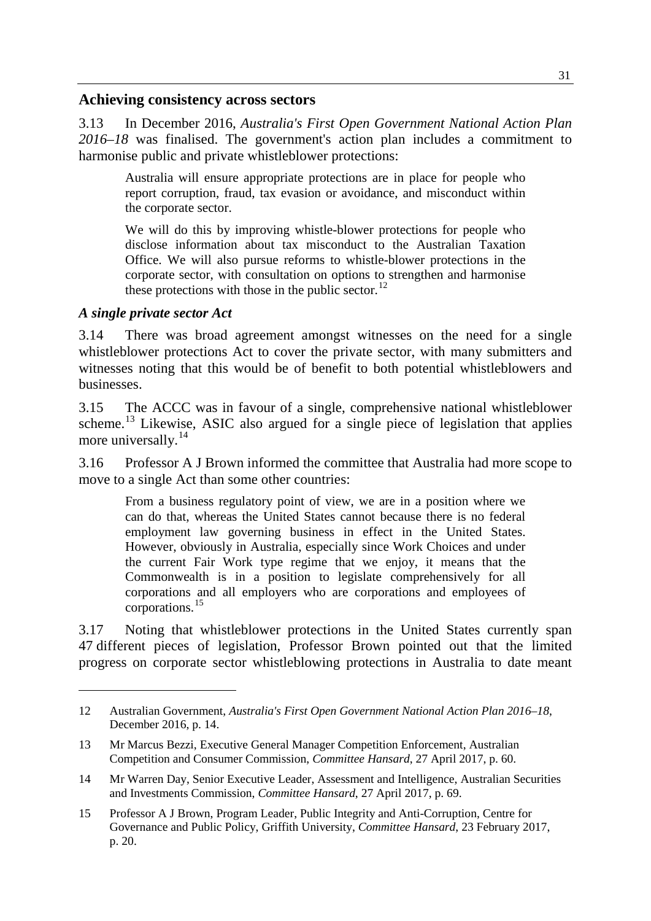## Achieving consistency across sectors

3.13 In December 2016, *Australia's First Open Government National Action Plan 2016–18* was finalised. The government's action plan includes a commitment to harmonise public and private whistleblower protections:

> Australia will ensure appropriate protections are in place for people who report corruption, fraud, tax evasion or avoidance, and misconduct within the corporate sector.
>
> We will do this by improving whistle-blower protections for people who disclose information about tax misconduct to the Australian Taxation Office. We will also pursue reforms to whistle-blower protections in the corporate sector, with consultation on options to strengthen and harmonise these protections with those in the public sector.[12]

### *A single private sector Act*

3.14 There was broad agreement amongst witnesses on the need for a single whistleblower protections Act to cover the private sector, with many submitters and witnesses noting that this would be of benefit to both potential whistleblowers and businesses.

3.15 The ACCC was in favour of a single, comprehensive national whistleblower scheme.[13] Likewise, ASIC also argued for a single piece of legislation that applies more universally.[14]

3.16 Professor A J Brown informed the committee that Australia had more scope to move to a single Act than some other countries:

> From a business regulatory point of view, we are in a position where we can do that, whereas the United States cannot because there is no federal employment law governing business in effect in the United States. However, obviously in Australia, especially since Work Choices and under the current Fair Work type regime that we enjoy, it means that the Commonwealth is in a position to legislate comprehensively for all corporations and all employers who are corporations and employees of corporations.[15]

3.17 Noting that whistleblower protections in the United States currently span 47 different pieces of legislation, Professor Brown pointed out that the limited progress on corporate sector whistleblowing protections in Australia to date meant

---

12 Australian Government, *Australia's First Open Government National Action Plan 2016–18*, December 2016, p. 14.

13 Mr Marcus Bezzi, Executive General Manager Competition Enforcement, Australian Competition and Consumer Commission, *Committee Hansard*, 27 April 2017, p. 60.

14 Mr Warren Day, Senior Executive Leader, Assessment and Intelligence, Australian Securities and Investments Commission, *Committee Hansard*, 27 April 2017, p. 69.

15 Professor A J Brown, Program Leader, Public Integrity and Anti-Corruption, Centre for Governance and Public Policy, Griffith University, *Committee Hansard*, 23 February 2017, p. 20.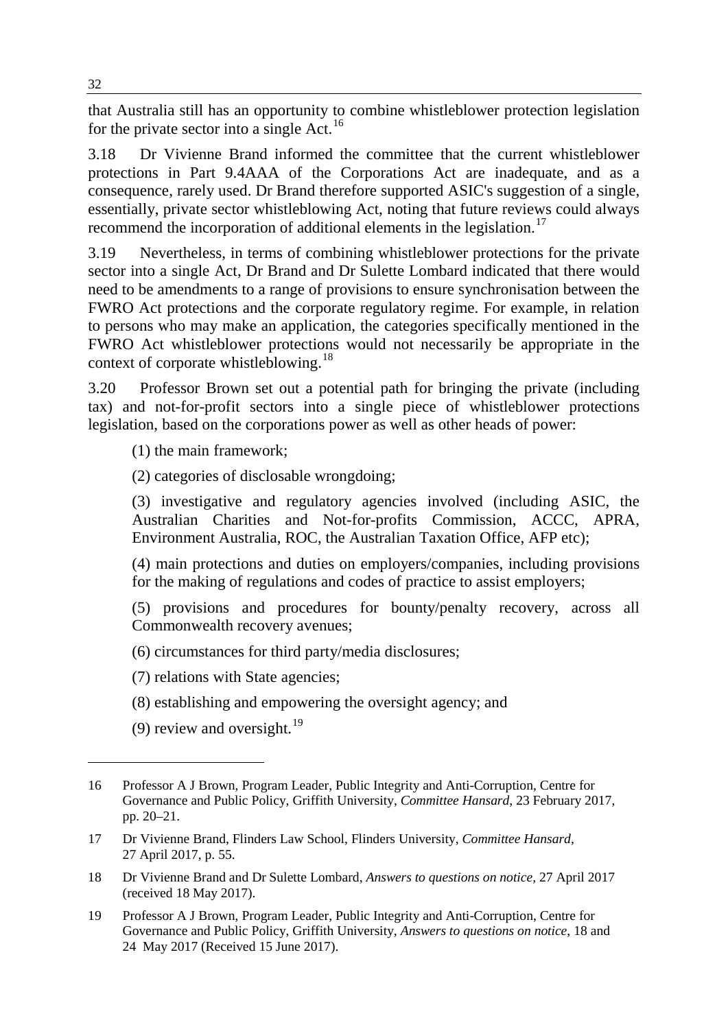that Australia still has an opportunity to combine whistleblower protection legislation for the private sector into a single Act.[16]

3.18 Dr Vivienne Brand informed the committee that the current whistleblower protections in Part 9.4AAA of the Corporations Act are inadequate, and as a consequence, rarely used. Dr Brand therefore supported ASIC's suggestion of a single, essentially, private sector whistleblowing Act, noting that future reviews could always recommend the incorporation of additional elements in the legislation.[17]

3.19 Nevertheless, in terms of combining whistleblower protections for the private sector into a single Act, Dr Brand and Dr Sulette Lombard indicated that there would need to be amendments to a range of provisions to ensure synchronisation between the FWRO Act protections and the corporate regulatory regime. For example, in relation to persons who may make an application, the categories specifically mentioned in the FWRO Act whistleblower protections would not necessarily be appropriate in the context of corporate whistleblowing.[18]

3.20 Professor Brown set out a potential path for bringing the private (including tax) and not-for-profit sectors into a single piece of whistleblower protections legislation, based on the corporations power as well as other heads of power:

> (1) the main framework;
>
> (2) categories of disclosable wrongdoing;
>
> (3) investigative and regulatory agencies involved (including ASIC, the Australian Charities and Not-for-profits Commission, ACCC, APRA, Environment Australia, ROC, the Australian Taxation Office, AFP etc);
>
> (4) main protections and duties on employers/companies, including provisions for the making of regulations and codes of practice to assist employers;
>
> (5) provisions and procedures for bounty/penalty recovery, across all Commonwealth recovery avenues;
>
> (6) circumstances for third party/media disclosures;
>
> (7) relations with State agencies;
>
> (8) establishing and empowering the oversight agency; and
>
> (9) review and oversight.[19]

---

16 Professor A J Brown, Program Leader, Public Integrity and Anti-Corruption, Centre for Governance and Public Policy, Griffith University, *Committee Hansard*, 23 February 2017, pp. 20–21.

17 Dr Vivienne Brand, Flinders Law School, Flinders University, *Committee Hansard*, 27 April 2017, p. 55.

18 Dr Vivienne Brand and Dr Sulette Lombard, *Answers to questions on notice*, 27 April 2017 (received 18 May 2017).

19 Professor A J Brown, Program Leader, Public Integrity and Anti-Corruption, Centre for Governance and Public Policy, Griffith University, *Answers to questions on notice*, 18 and 24 May 2017 (Received 15 June 2017).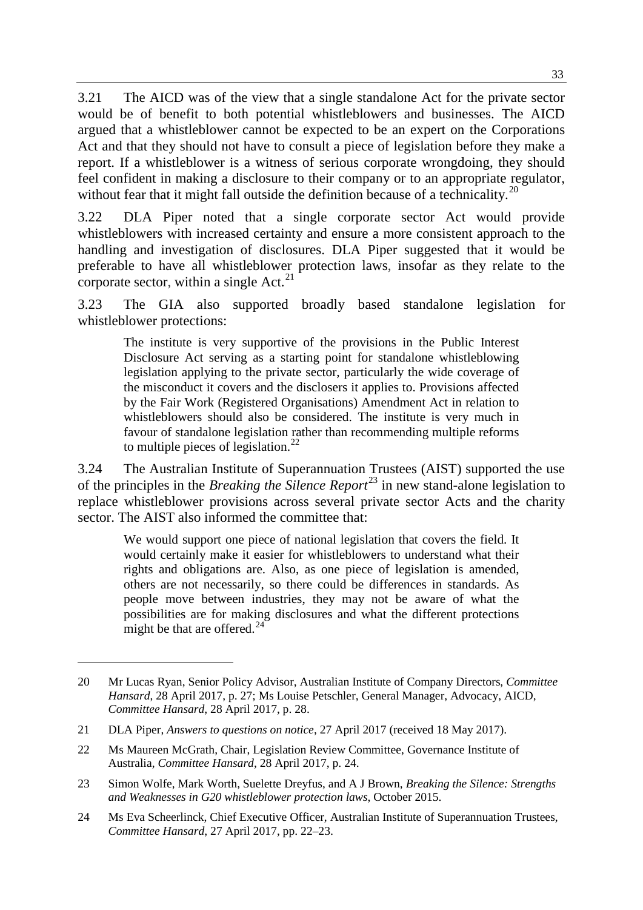3.21 The AICD was of the view that a single standalone Act for the private sector would be of benefit to both potential whistleblowers and businesses. The AICD argued that a whistleblower cannot be expected to be an expert on the Corporations Act and that they should not have to consult a piece of legislation before they make a report. If a whistleblower is a witness of serious corporate wrongdoing, they should feel confident in making a disclosure to their company or to an appropriate regulator, without fear that it might fall outside the definition because of a technicality.[20]

3.22 DLA Piper noted that a single corporate sector Act would provide whistleblowers with increased certainty and ensure a more consistent approach to the handling and investigation of disclosures. DLA Piper suggested that it would be preferable to have all whistleblower protection laws, insofar as they relate to the corporate sector, within a single Act.[21]

3.23 The GIA also supported broadly based standalone legislation for whistleblower protections:

> The institute is very supportive of the provisions in the Public Interest Disclosure Act serving as a starting point for standalone whistleblowing legislation applying to the private sector, particularly the wide coverage of the misconduct it covers and the disclosers it applies to. Provisions affected by the Fair Work (Registered Organisations) Amendment Act in relation to whistleblowers should also be considered. The institute is very much in favour of standalone legislation rather than recommending multiple reforms to multiple pieces of legislation.[22]

3.24 The Australian Institute of Superannuation Trustees (AIST) supported the use of the principles in the *Breaking the Silence Report*[23] in new stand-alone legislation to replace whistleblower provisions across several private sector Acts and the charity sector. The AIST also informed the committee that:

> We would support one piece of national legislation that covers the field. It would certainly make it easier for whistleblowers to understand what their rights and obligations are. Also, as one piece of legislation is amended, others are not necessarily, so there could be differences in standards. As people move between industries, they may not be aware of what the possibilities are for making disclosures and what the different protections might be that are offered.[24]

---

20 Mr Lucas Ryan, Senior Policy Advisor, Australian Institute of Company Directors, *Committee Hansard*, 28 April 2017, p. 27; Ms Louise Petschler, General Manager, Advocacy, AICD, *Committee Hansard*, 28 April 2017, p. 28.

21 DLA Piper, *Answers to questions on notice*, 27 April 2017 (received 18 May 2017).

22 Ms Maureen McGrath, Chair, Legislation Review Committee, Governance Institute of Australia, *Committee Hansard*, 28 April 2017, p. 24.

23 Simon Wolfe, Mark Worth, Suelette Dreyfus, and A J Brown, *Breaking the Silence: Strengths and Weaknesses in G20 whistleblower protection laws*, October 2015.

24 Ms Eva Scheerlinck, Chief Executive Officer, Australian Institute of Superannuation Trustees, *Committee Hansard*, 27 April 2017, pp. 22–23.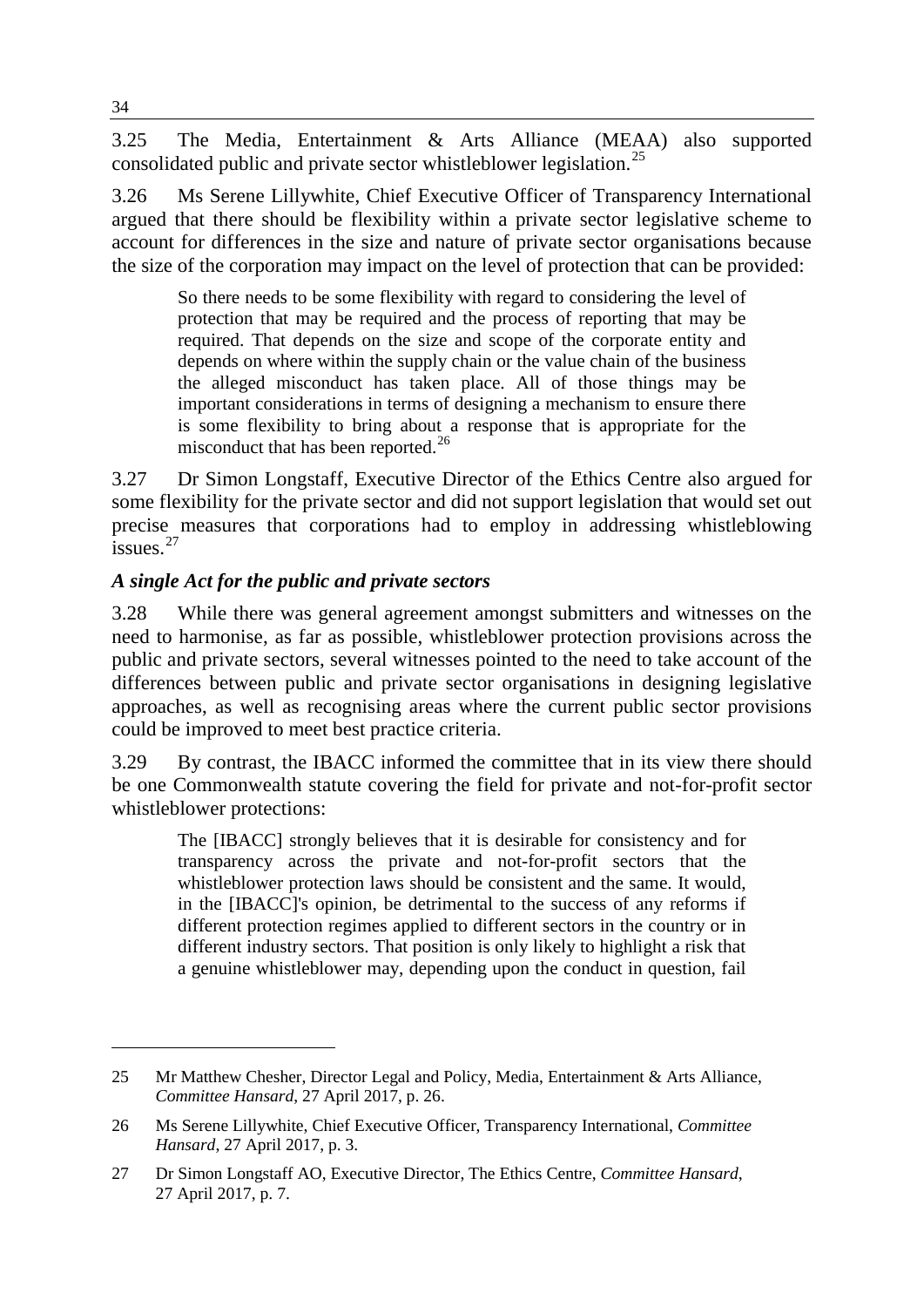3.25 The Media, Entertainment & Arts Alliance (MEAA) also supported consolidated public and private sector whistleblower legislation.[25]

3.26 Ms Serene Lillywhite, Chief Executive Officer of Transparency International argued that there should be flexibility within a private sector legislative scheme to account for differences in the size and nature of private sector organisations because the size of the corporation may impact on the level of protection that can be provided:

> So there needs to be some flexibility with regard to considering the level of protection that may be required and the process of reporting that may be required. That depends on the size and scope of the corporate entity and depends on where within the supply chain or the value chain of the business the alleged misconduct has taken place. All of those things may be important considerations in terms of designing a mechanism to ensure there is some flexibility to bring about a response that is appropriate for the misconduct that has been reported.[26]

3.27 Dr Simon Longstaff, Executive Director of the Ethics Centre also argued for some flexibility for the private sector and did not support legislation that would set out precise measures that corporations had to employ in addressing whistleblowing issues.[27]

### *A single Act for the public and private sectors*

3.28 While there was general agreement amongst submitters and witnesses on the need to harmonise, as far as possible, whistleblower protection provisions across the public and private sectors, several witnesses pointed to the need to take account of the differences between public and private sector organisations in designing legislative approaches, as well as recognising areas where the current public sector provisions could be improved to meet best practice criteria.

3.29 By contrast, the IBACC informed the committee that in its view there should be one Commonwealth statute covering the field for private and not-for-profit sector whistleblower protections:

> The [IBACC] strongly believes that it is desirable for consistency and for transparency across the private and not-for-profit sectors that the whistleblower protection laws should be consistent and the same. It would, in the [IBACC]'s opinion, be detrimental to the success of any reforms if different protection regimes applied to different sectors in the country or in different industry sectors. That position is only likely to highlight a risk that a genuine whistleblower may, depending upon the conduct in question, fail

---

25 Mr Matthew Chesher, Director Legal and Policy, Media, Entertainment & Arts Alliance, *Committee Hansard*, 27 April 2017, p. 26.

26 Ms Serene Lillywhite, Chief Executive Officer, Transparency International, *Committee Hansard*, 27 April 2017, p. 3.

27 Dr Simon Longstaff AO, Executive Director, The Ethics Centre, *Committee Hansard*, 27 April 2017, p. 7.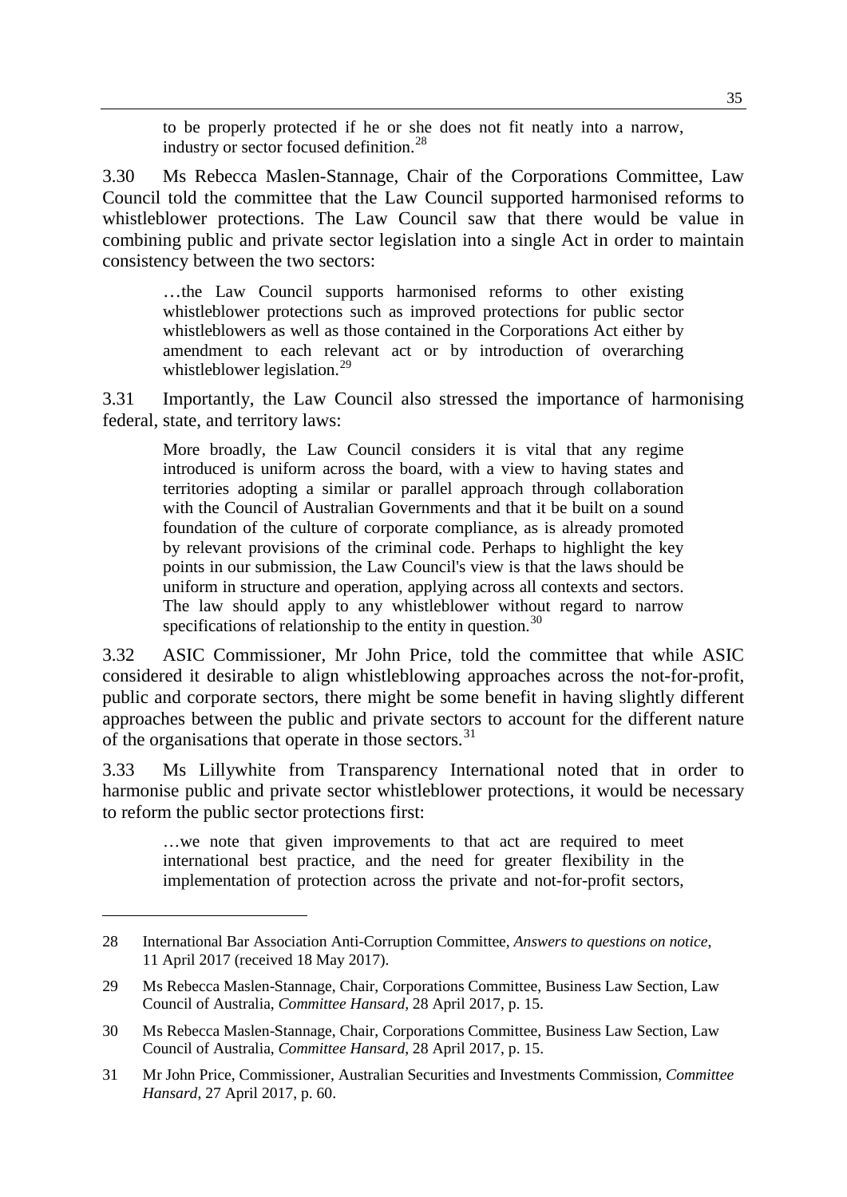> to be properly protected if he or she does not fit neatly into a narrow, industry or sector focused definition.[28]

3.30 Ms Rebecca Maslen-Stannage, Chair of the Corporations Committee, Law Council told the committee that the Law Council supported harmonised reforms to whistleblower protections. The Law Council saw that there would be value in combining public and private sector legislation into a single Act in order to maintain consistency between the two sectors:

> …the Law Council supports harmonised reforms to other existing whistleblower protections such as improved protections for public sector whistleblowers as well as those contained in the Corporations Act either by amendment to each relevant act or by introduction of overarching whistleblower legislation.[29]

3.31 Importantly, the Law Council also stressed the importance of harmonising federal, state, and territory laws:

> More broadly, the Law Council considers it is vital that any regime introduced is uniform across the board, with a view to having states and territories adopting a similar or parallel approach through collaboration with the Council of Australian Governments and that it be built on a sound foundation of the culture of corporate compliance, as is already promoted by relevant provisions of the criminal code. Perhaps to highlight the key points in our submission, the Law Council's view is that the laws should be uniform in structure and operation, applying across all contexts and sectors. The law should apply to any whistleblower without regard to narrow specifications of relationship to the entity in question.[30]

3.32 ASIC Commissioner, Mr John Price, told the committee that while ASIC considered it desirable to align whistleblowing approaches across the not-for-profit, public and corporate sectors, there might be some benefit in having slightly different approaches between the public and private sectors to account for the different nature of the organisations that operate in those sectors.[31]

3.33 Ms Lillywhite from Transparency International noted that in order to harmonise public and private sector whistleblower protections, it would be necessary to reform the public sector protections first:

> …we note that given improvements to that act are required to meet international best practice, and the need for greater flexibility in the implementation of protection across the private and not-for-profit sectors,

---

28 International Bar Association Anti-Corruption Committee, *Answers to questions on notice*, 11 April 2017 (received 18 May 2017).

29 Ms Rebecca Maslen-Stannage, Chair, Corporations Committee, Business Law Section, Law Council of Australia, *Committee Hansard*, 28 April 2017, p. 15.

30 Ms Rebecca Maslen-Stannage, Chair, Corporations Committee, Business Law Section, Law Council of Australia, *Committee Hansard*, 28 April 2017, p. 15.

31 Mr John Price, Commissioner, Australian Securities and Investments Commission, *Committee Hansard*, 27 April 2017, p. 60.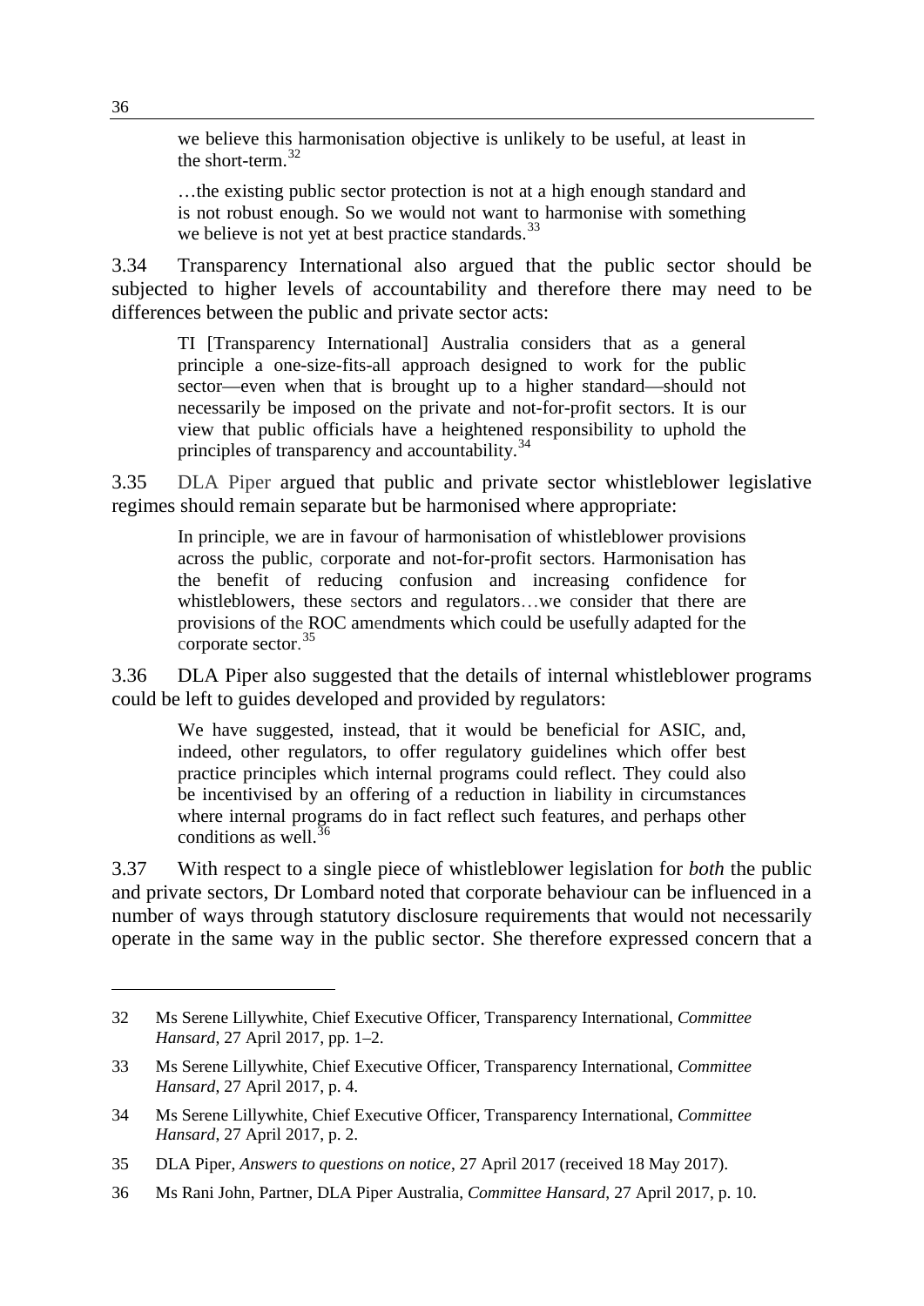> we believe this harmonisation objective is unlikely to be useful, at least in the short-term.[32]

> …the existing public sector protection is not at a high enough standard and is not robust enough. So we would not want to harmonise with something we believe is not yet at best practice standards.[33]

3.34 Transparency International also argued that the public sector should be subjected to higher levels of accountability and therefore there may need to be differences between the public and private sector acts:

> TI [Transparency International] Australia considers that as a general principle a one-size-fits-all approach designed to work for the public sector—even when that is brought up to a higher standard—should not necessarily be imposed on the private and not-for-profit sectors. It is our view that public officials have a heightened responsibility to uphold the principles of transparency and accountability.[34]

3.35 DLA Piper argued that public and private sector whistleblower legislative regimes should remain separate but be harmonised where appropriate:

> In principle, we are in favour of harmonisation of whistleblower provisions across the public, corporate and not-for-profit sectors. Harmonisation has the benefit of reducing confusion and increasing confidence for whistleblowers, these sectors and regulators…we consider that there are provisions of the ROC amendments which could be usefully adapted for the corporate sector.[35]

3.36 DLA Piper also suggested that the details of internal whistleblower programs could be left to guides developed and provided by regulators:

> We have suggested, instead, that it would be beneficial for ASIC, and, indeed, other regulators, to offer regulatory guidelines which offer best practice principles which internal programs could reflect. They could also be incentivised by an offering of a reduction in liability in circumstances where internal programs do in fact reflect such features, and perhaps other conditions as well.[36]

3.37 With respect to a single piece of whistleblower legislation for *both* the public and private sectors, Dr Lombard noted that corporate behaviour can be influenced in a number of ways through statutory disclosure requirements that would not necessarily operate in the same way in the public sector. She therefore expressed concern that a

---

32 Ms Serene Lillywhite, Chief Executive Officer, Transparency International, *Committee Hansard*, 27 April 2017, pp. 1–2.

33 Ms Serene Lillywhite, Chief Executive Officer, Transparency International, *Committee Hansard*, 27 April 2017, p. 4.

34 Ms Serene Lillywhite, Chief Executive Officer, Transparency International, *Committee Hansard*, 27 April 2017, p. 2.

35 DLA Piper, *Answers to questions on notice*, 27 April 2017 (received 18 May 2017).

36 Ms Rani John, Partner, DLA Piper Australia, *Committee Hansard*, 27 April 2017, p. 10.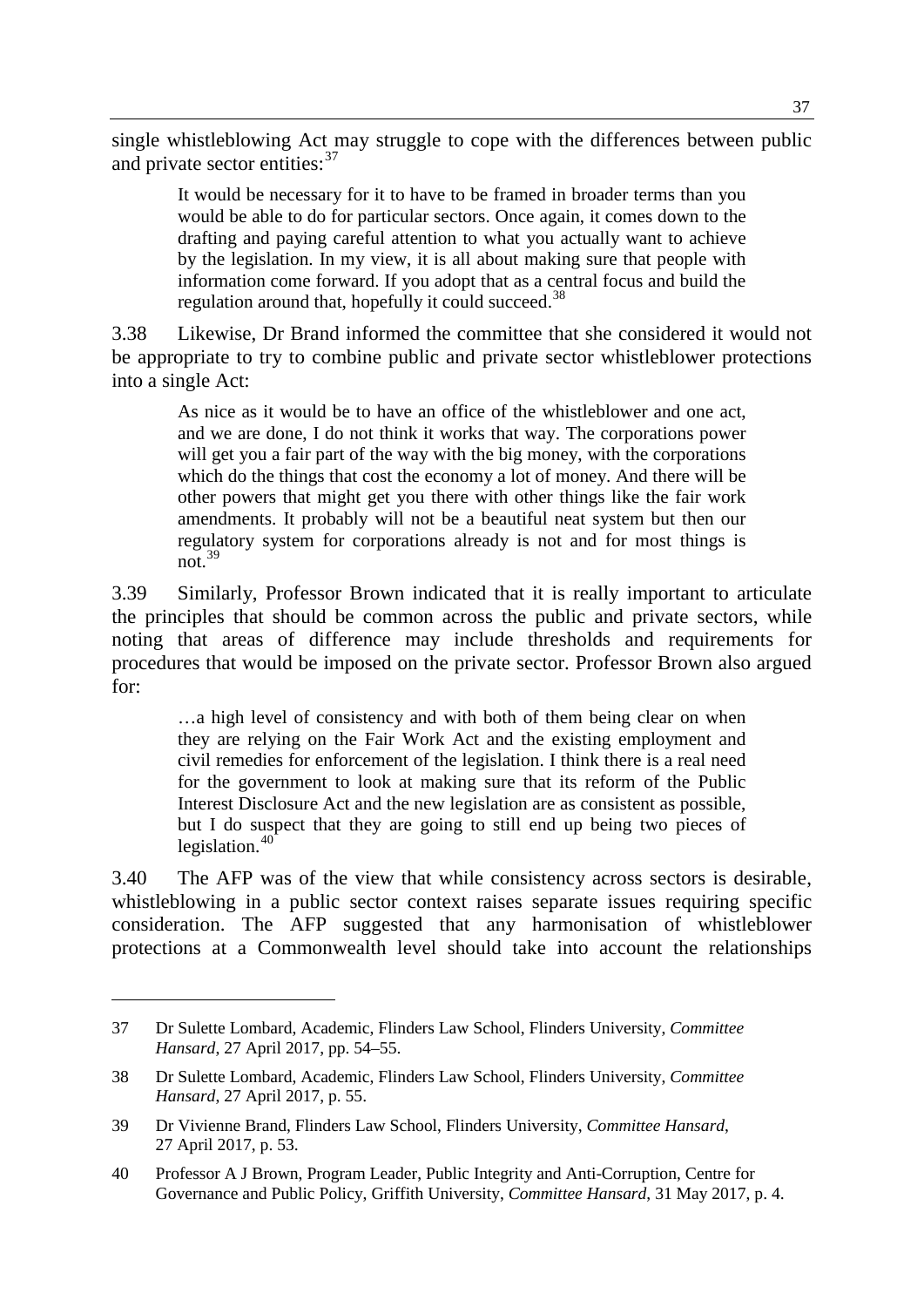single whistleblowing Act may struggle to cope with the differences between public and private sector entities:[37]

> It would be necessary for it to have to be framed in broader terms than you would be able to do for particular sectors. Once again, it comes down to the drafting and paying careful attention to what you actually want to achieve by the legislation. In my view, it is all about making sure that people with information come forward. If you adopt that as a central focus and build the regulation around that, hopefully it could succeed.[38]

3.38 Likewise, Dr Brand informed the committee that she considered it would not be appropriate to try to combine public and private sector whistleblower protections into a single Act:

> As nice as it would be to have an office of the whistleblower and one act, and we are done, I do not think it works that way. The corporations power will get you a fair part of the way with the big money, with the corporations which do the things that cost the economy a lot of money. And there will be other powers that might get you there with other things like the fair work amendments. It probably will not be a beautiful neat system but then our regulatory system for corporations already is not and for most things is not.[39]

3.39 Similarly, Professor Brown indicated that it is really important to articulate the principles that should be common across the public and private sectors, while noting that areas of difference may include thresholds and requirements for procedures that would be imposed on the private sector. Professor Brown also argued for:

> …a high level of consistency and with both of them being clear on when they are relying on the Fair Work Act and the existing employment and civil remedies for enforcement of the legislation. I think there is a real need for the government to look at making sure that its reform of the Public Interest Disclosure Act and the new legislation are as consistent as possible, but I do suspect that they are going to still end up being two pieces of legislation.[40]

3.40 The AFP was of the view that while consistency across sectors is desirable, whistleblowing in a public sector context raises separate issues requiring specific consideration. The AFP suggested that any harmonisation of whistleblower protections at a Commonwealth level should take into account the relationships

---

37 Dr Sulette Lombard, Academic, Flinders Law School, Flinders University, *Committee Hansard*, 27 April 2017, pp. 54–55.

38 Dr Sulette Lombard, Academic, Flinders Law School, Flinders University, *Committee Hansard*, 27 April 2017, p. 55.

39 Dr Vivienne Brand, Flinders Law School, Flinders University, *Committee Hansard*, 27 April 2017, p. 53.

40 Professor A J Brown, Program Leader, Public Integrity and Anti-Corruption, Centre for Governance and Public Policy, Griffith University, *Committee Hansard*, 31 May 2017, p. 4.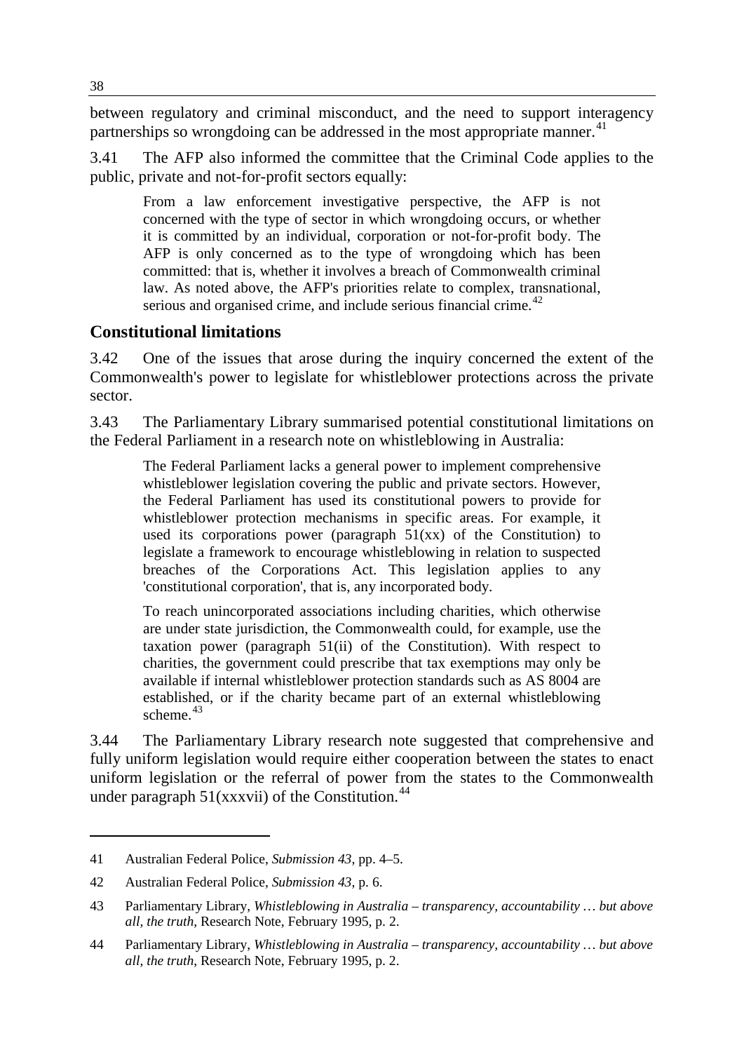between regulatory and criminal misconduct, and the need to support interagency partnerships so wrongdoing can be addressed in the most appropriate manner.[41]

3.41 The AFP also informed the committee that the Criminal Code applies to the public, private and not-for-profit sectors equally:

> From a law enforcement investigative perspective, the AFP is not concerned with the type of sector in which wrongdoing occurs, or whether it is committed by an individual, corporation or not-for-profit body. The AFP is only concerned as to the type of wrongdoing which has been committed: that is, whether it involves a breach of Commonwealth criminal law. As noted above, the AFP's priorities relate to complex, transnational, serious and organised crime, and include serious financial crime.[42]

## Constitutional limitations

3.42 One of the issues that arose during the inquiry concerned the extent of the Commonwealth's power to legislate for whistleblower protections across the private sector.

3.43 The Parliamentary Library summarised potential constitutional limitations on the Federal Parliament in a research note on whistleblowing in Australia:

> The Federal Parliament lacks a general power to implement comprehensive whistleblower legislation covering the public and private sectors. However, the Federal Parliament has used its constitutional powers to provide for whistleblower protection mechanisms in specific areas. For example, it used its corporations power (paragraph 51(xx) of the Constitution) to legislate a framework to encourage whistleblowing in relation to suspected breaches of the Corporations Act. This legislation applies to any 'constitutional corporation', that is, any incorporated body.
>
> To reach unincorporated associations including charities, which otherwise are under state jurisdiction, the Commonwealth could, for example, use the taxation power (paragraph 51(ii) of the Constitution). With respect to charities, the government could prescribe that tax exemptions may only be available if internal whistleblower protection standards such as AS 8004 are established, or if the charity became part of an external whistleblowing scheme.[43]

3.44 The Parliamentary Library research note suggested that comprehensive and fully uniform legislation would require either cooperation between the states to enact uniform legislation or the referral of power from the states to the Commonwealth under paragraph 51(xxxvii) of the Constitution.[44]

---

41 Australian Federal Police, *Submission 43*, pp. 4–5.

42 Australian Federal Police, *Submission 43*, p. 6.

43 Parliamentary Library, *Whistleblowing in Australia – transparency, accountability … but above all, the truth*, Research Note, February 1995, p. 2.

44 Parliamentary Library, *Whistleblowing in Australia – transparency, accountability … but above all, the truth*, Research Note, February 1995, p. 2.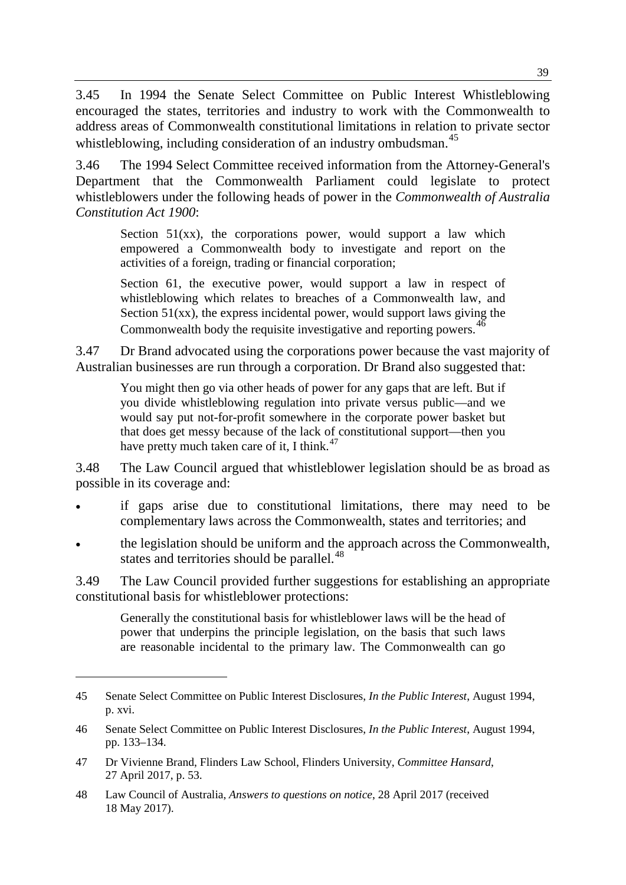3.45 In 1994 the Senate Select Committee on Public Interest Whistleblowing encouraged the states, territories and industry to work with the Commonwealth to address areas of Commonwealth constitutional limitations in relation to private sector whistleblowing, including consideration of an industry ombudsman.[45]

3.46 The 1994 Select Committee received information from the Attorney-General's Department that the Commonwealth Parliament could legislate to protect whistleblowers under the following heads of power in the *Commonwealth of Australia Constitution Act 1900*:

> Section 51(xx), the corporations power, would support a law which empowered a Commonwealth body to investigate and report on the activities of a foreign, trading or financial corporation;
>
> Section 61, the executive power, would support a law in respect of whistleblowing which relates to breaches of a Commonwealth law, and Section 51(xx), the express incidental power, would support laws giving the Commonwealth body the requisite investigative and reporting powers.[46]

3.47 Dr Brand advocated using the corporations power because the vast majority of Australian businesses are run through a corporation. Dr Brand also suggested that:

> You might then go via other heads of power for any gaps that are left. But if you divide whistleblowing regulation into private versus public—and we would say put not-for-profit somewhere in the corporate power basket but that does get messy because of the lack of constitutional support—then you have pretty much taken care of it, I think.[47]

3.48 The Law Council argued that whistleblower legislation should be as broad as possible in its coverage and:

- if gaps arise due to constitutional limitations, there may need to be complementary laws across the Commonwealth, states and territories; and
- the legislation should be uniform and the approach across the Commonwealth, states and territories should be parallel.[48]

3.49 The Law Council provided further suggestions for establishing an appropriate constitutional basis for whistleblower protections:

> Generally the constitutional basis for whistleblower laws will be the head of power that underpins the principle legislation, on the basis that such laws are reasonable incidental to the primary law. The Commonwealth can go

---

45 Senate Select Committee on Public Interest Disclosures, *In the Public Interest*, August 1994, p. xvi.

46 Senate Select Committee on Public Interest Disclosures, *In the Public Interest*, August 1994, pp. 133–134.

47 Dr Vivienne Brand, Flinders Law School, Flinders University, *Committee Hansard*, 27 April 2017, p. 53.

48 Law Council of Australia, *Answers to questions on notice*, 28 April 2017 (received 18 May 2017).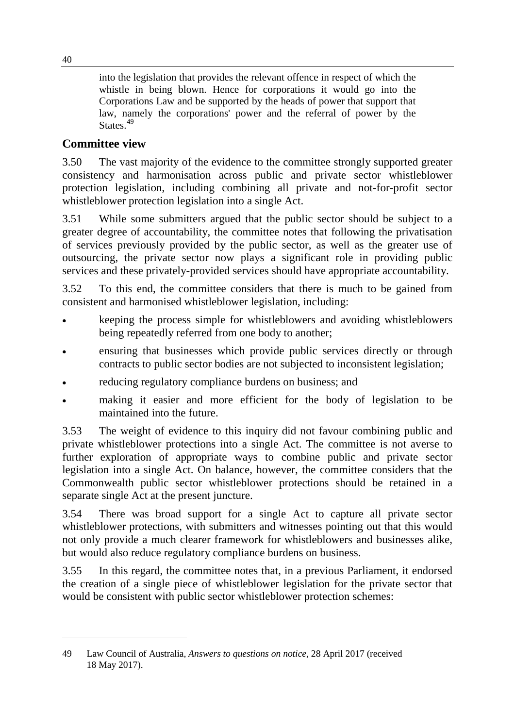into the legislation that provides the relevant offence in respect of which the whistle in being blown. Hence for corporations it would go into the Corporations Law and be supported by the heads of power that support that law, namely the corporations' power and the referral of power by the States.[49]

## Committee view

3.50 The vast majority of the evidence to the committee strongly supported greater consistency and harmonisation across public and private sector whistleblower protection legislation, including combining all private and not-for-profit sector whistleblower protection legislation into a single Act.

3.51 While some submitters argued that the public sector should be subject to a greater degree of accountability, the committee notes that following the privatisation of services previously provided by the public sector, as well as the greater use of outsourcing, the private sector now plays a significant role in providing public services and these privately-provided services should have appropriate accountability.

3.52 To this end, the committee considers that there is much to be gained from consistent and harmonised whistleblower legislation, including:

- keeping the process simple for whistleblowers and avoiding whistleblowers being repeatedly referred from one body to another;
- ensuring that businesses which provide public services directly or through contracts to public sector bodies are not subjected to inconsistent legislation;
- reducing regulatory compliance burdens on business; and
- making it easier and more efficient for the body of legislation to be maintained into the future.

3.53 The weight of evidence to this inquiry did not favour combining public and private whistleblower protections into a single Act. The committee is not averse to further exploration of appropriate ways to combine public and private sector legislation into a single Act. On balance, however, the committee considers that the Commonwealth public sector whistleblower protections should be retained in a separate single Act at the present juncture.

3.54 There was broad support for a single Act to capture all private sector whistleblower protections, with submitters and witnesses pointing out that this would not only provide a much clearer framework for whistleblowers and businesses alike, but would also reduce regulatory compliance burdens on business.

3.55 In this regard, the committee notes that, in a previous Parliament, it endorsed the creation of a single piece of whistleblower legislation for the private sector that would be consistent with public sector whistleblower protection schemes:

---

49 Law Council of Australia, *Answers to questions on notice*, 28 April 2017 (received 18 May 2017).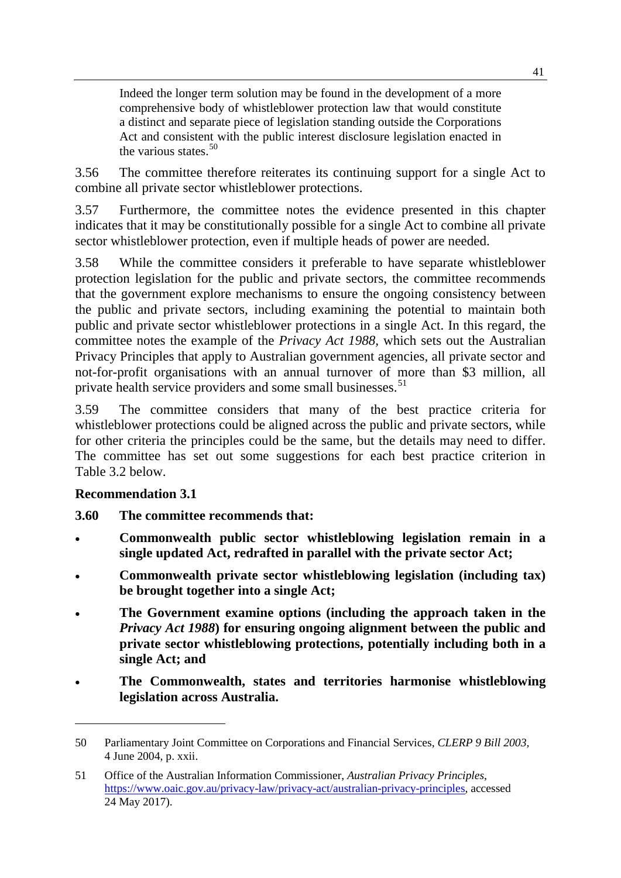> Indeed the longer term solution may be found in the development of a more comprehensive body of whistleblower protection law that would constitute a distinct and separate piece of legislation standing outside the Corporations Act and consistent with the public interest disclosure legislation enacted in the various states.[50]

3.56 The committee therefore reiterates its continuing support for a single Act to combine all private sector whistleblower protections.

3.57 Furthermore, the committee notes the evidence presented in this chapter indicates that it may be constitutionally possible for a single Act to combine all private sector whistleblower protection, even if multiple heads of power are needed.

3.58 While the committee considers it preferable to have separate whistleblower protection legislation for the public and private sectors, the committee recommends that the government explore mechanisms to ensure the ongoing consistency between the public and private sectors, including examining the potential to maintain both public and private sector whistleblower protections in a single Act. In this regard, the committee notes the example of the *Privacy Act 1988*, which sets out the Australian Privacy Principles that apply to Australian government agencies, all private sector and not-for-profit organisations with an annual turnover of more than $3 million, all private health service providers and some small businesses.[51]

3.59 The committee considers that many of the best practice criteria for whistleblower protections could be aligned across the public and private sectors, while for other criteria the principles could be the same, but the details may need to differ. The committee has set out some suggestions for each best practice criterion in Table 3.2 below.

**Recommendation 3.1**

**3.60 The committee recommends that:**

- **Commonwealth public sector whistleblowing legislation remain in a single updated Act, redrafted in parallel with the private sector Act;**
- **Commonwealth private sector whistleblowing legislation (including tax) be brought together into a single Act;**
- **The Government examine options (including the approach taken in the *Privacy Act 1988*) for ensuring ongoing alignment between the public and private sector whistleblowing protections, potentially including both in a single Act; and**
- **The Commonwealth, states and territories harmonise whistleblowing legislation across Australia.**

---

50 Parliamentary Joint Committee on Corporations and Financial Services, *CLERP 9 Bill 2003*, 4 June 2004, p. xxii.

51 Office of the Australian Information Commissioner, *Australian Privacy Principles*, https://www.oaic.gov.au/privacy-law/privacy-act/australian-privacy-principles, accessed 24 May 2017).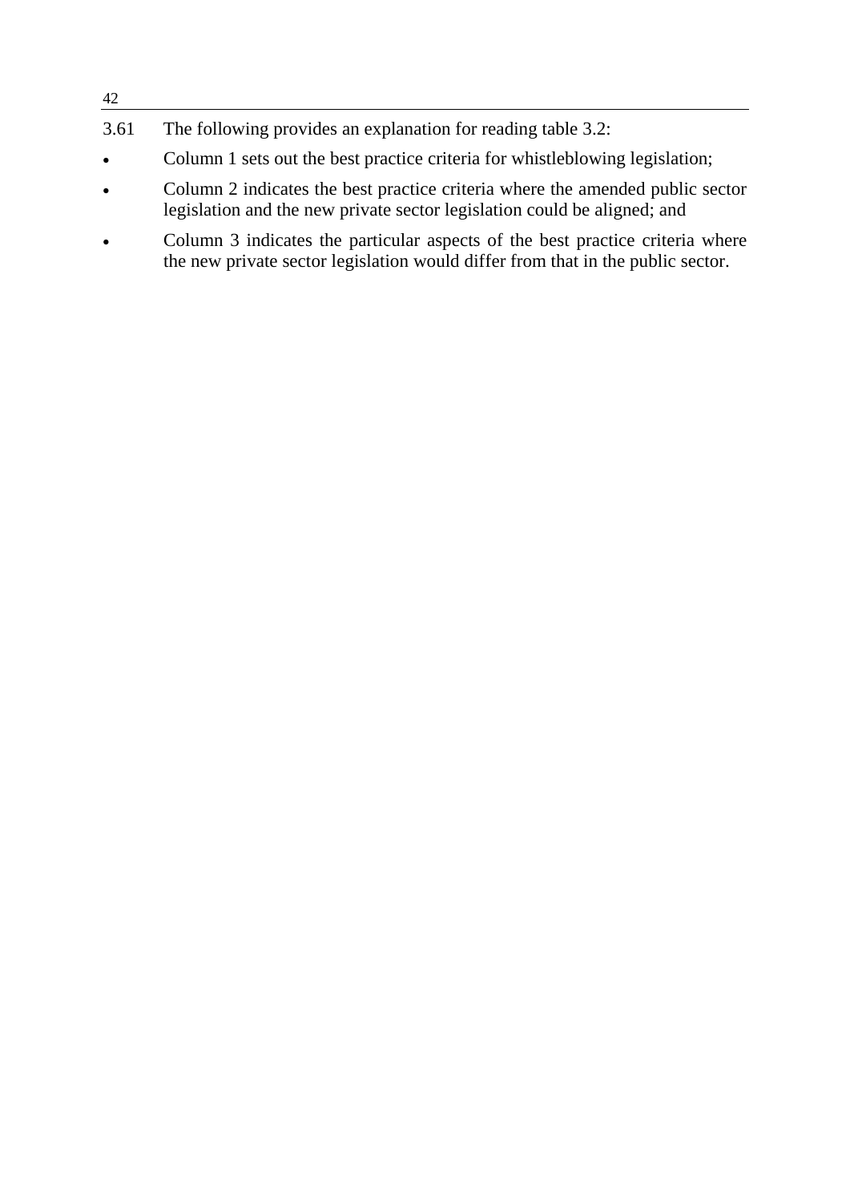3.61 The following provides an explanation for reading table 3.2:

- Column 1 sets out the best practice criteria for whistleblowing legislation;
- Column 2 indicates the best practice criteria where the amended public sector legislation and the new private sector legislation could be aligned; and
- Column 3 indicates the particular aspects of the best practice criteria where the new private sector legislation would differ from that in the public sector.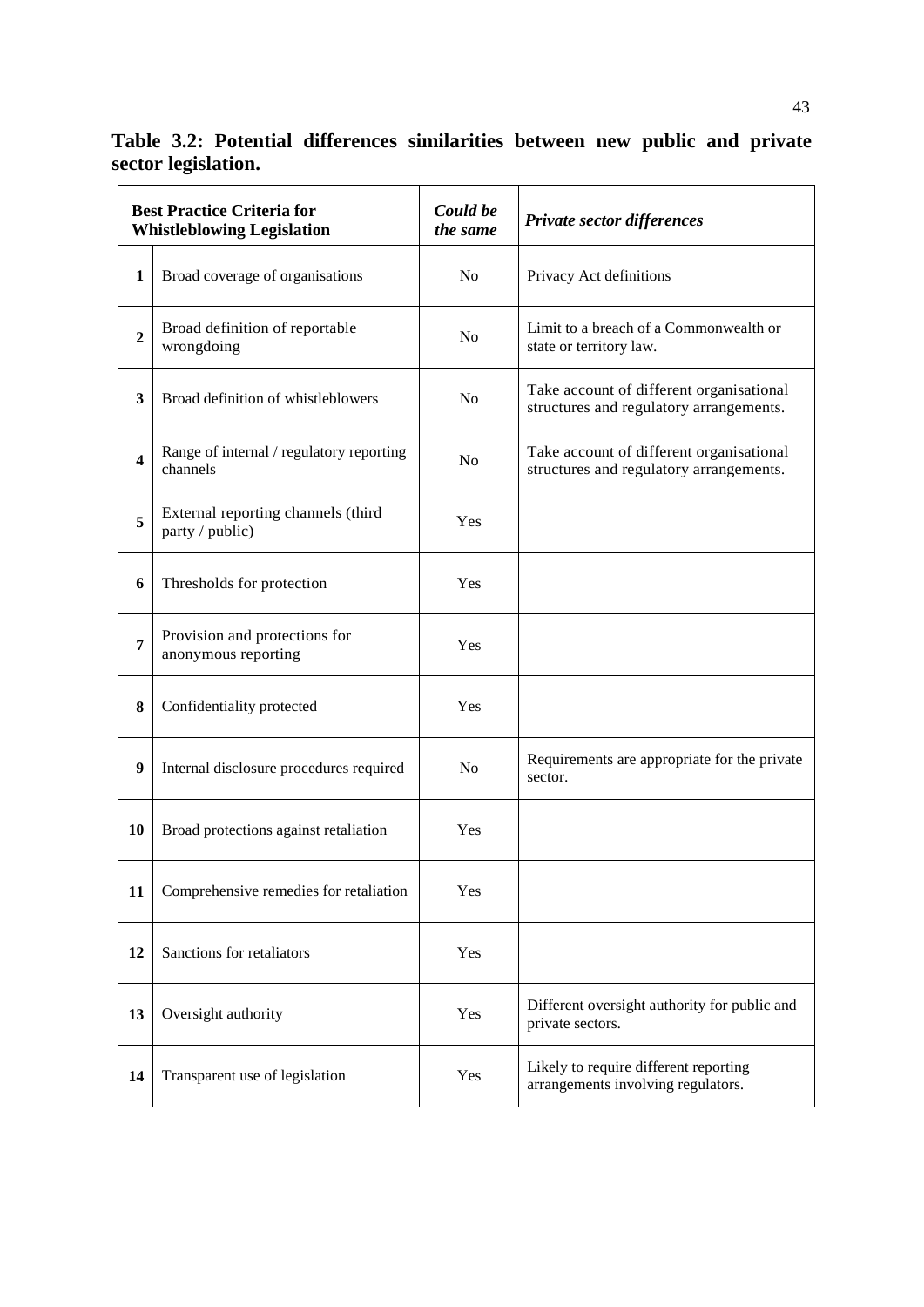**Table 3.2: Potential differences similarities between new public and private sector legislation.**

| | **Best Practice Criteria for Whistleblowing Legislation** | ***Could be the same*** | ***Private sector differences*** |
|---|---|---|---|
| **1** | Broad coverage of organisations | No | Privacy Act definitions |
| **2** | Broad definition of reportable wrongdoing | No | Limit to a breach of a Commonwealth or state or territory law. |
| **3** | Broad definition of whistleblowers | No | Take account of different organisational structures and regulatory arrangements. |
| **4** | Range of internal / regulatory reporting channels | No | Take account of different organisational structures and regulatory arrangements. |
| **5** | External reporting channels (third party / public) | Yes | |
| **6** | Thresholds for protection | Yes | |
| **7** | Provision and protections for anonymous reporting | Yes | |
| **8** | Confidentiality protected | Yes | |
| **9** | Internal disclosure procedures required | No | Requirements are appropriate for the private sector. |
| **10** | Broad protections against retaliation | Yes | |
| **11** | Comprehensive remedies for retaliation | Yes | |
| **12** | Sanctions for retaliators | Yes | |
| **13** | Oversight authority | Yes | Different oversight authority for public and private sectors. |
| **14** | Transparent use of legislation | Yes | Likely to require different reporting arrangements involving regulators. |